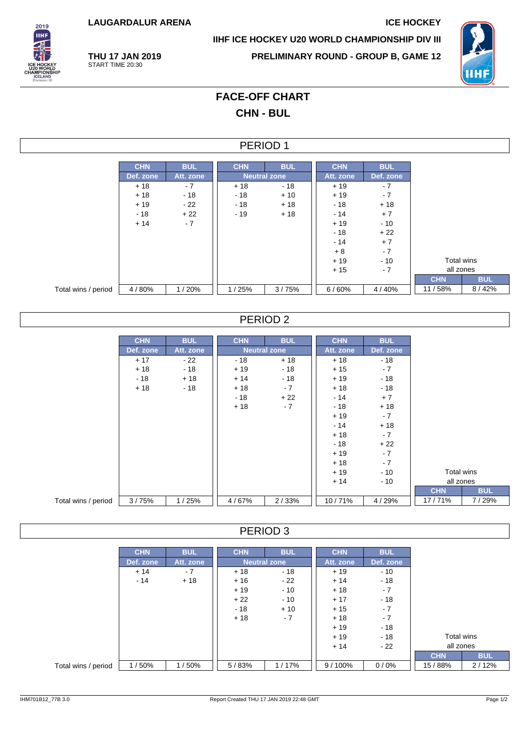LAUGARDALUR ARENA

ICE HOCKEY

IIHF ICE HOCKEY U20 WORLD CHAMPIONSHIP DIV III

THU 17 JAN 2019
START TIME 20:30

PRELIMINARY ROUND - GROUP B, GAME 12

# FACE-OFF CHART

## CHN - BUL

### PERIOD 1

| | CHN | BUL | CHN | BUL | CHN | BUL | Total wins all zones | |
|---|---|---|---|---|---|---|---|---|
| | Def. zone | Att. zone | Neutral zone | | Att. zone | Def. zone | CHN | BUL |
| | + 18 | - 7 | + 18 | - 18 | + 19 | - 7 | | |
| | + 18 | - 18 | - 18 | + 10 | + 19 | - 7 | | |
| | + 19 | - 22 | - 18 | + 18 | - 18 | + 18 | | |
| | - 18 | + 22 | - 19 | + 18 | - 14 | + 7 | | |
| | + 14 | - 7 | | | + 19 | - 10 | | |
| | | | | | - 18 | + 22 | | |
| | | | | | - 14 | + 7 | | |
| | | | | | + 8 | - 7 | | |
| | | | | | + 19 | - 10 | | |
| | | | | | + 15 | - 7 | | |
| Total wins / period | 4 / 80% | 1 / 20% | 1 / 25% | 3 / 75% | 6 / 60% | 4 / 40% | 11 / 58% | 8 / 42% |

### PERIOD 2

| | CHN | BUL | CHN | BUL | CHN | BUL | Total wins all zones | |
|---|---|---|---|---|---|---|---|---|
| | Def. zone | Att. zone | Neutral zone | | Att. zone | Def. zone | CHN | BUL |
| | + 17 | - 22 | - 18 | + 18 | + 18 | - 18 | | |
| | + 18 | - 18 | + 19 | - 18 | + 15 | - 7 | | |
| | - 18 | + 18 | + 14 | - 18 | + 19 | - 18 | | |
| | + 18 | - 18 | + 18 | - 7 | + 18 | - 18 | | |
| | | | - 18 | + 22 | - 14 | + 7 | | |
| | | | + 18 | - 7 | - 18 | + 18 | | |
| | | | | | + 19 | - 7 | | |
| | | | | | - 14 | + 18 | | |
| | | | | | + 18 | - 7 | | |
| | | | | | - 18 | + 22 | | |
| | | | | | + 19 | - 7 | | |
| | | | | | + 18 | - 7 | | |
| | | | | | + 19 | - 10 | | |
| | | | | | + 14 | - 10 | | |
| Total wins / period | 3 / 75% | 1 / 25% | 4 / 67% | 2 / 33% | 10 / 71% | 4 / 29% | 17 / 71% | 7 / 29% |

### PERIOD 3

| | CHN | BUL | CHN | BUL | CHN | BUL | Total wins all zones | |
|---|---|---|---|---|---|---|---|---|
| | Def. zone | Att. zone | Neutral zone | | Att. zone | Def. zone | CHN | BUL |
| | + 14 | - 7 | + 18 | - 18 | + 19 | - 10 | | |
| | - 14 | + 18 | + 16 | - 22 | + 14 | - 18 | | |
| | | | + 19 | - 10 | + 18 | - 7 | | |
| | | | + 22 | - 10 | + 17 | - 18 | | |
| | | | - 18 | + 10 | + 15 | - 7 | | |
| | | | + 18 | - 7 | + 18 | - 7 | | |
| | | | | | + 19 | - 18 | | |
| | | | | | + 19 | - 18 | | |
| | | | | | + 14 | - 22 | | |
| Total wins / period | 1 / 50% | 1 / 50% | 5 / 83% | 1 / 17% | 9 / 100% | 0 / 0% | 15 / 88% | 2 / 12% |

IHM701B12_77B 3.0 Report Created THU 17 JAN 2019 22:48 GMT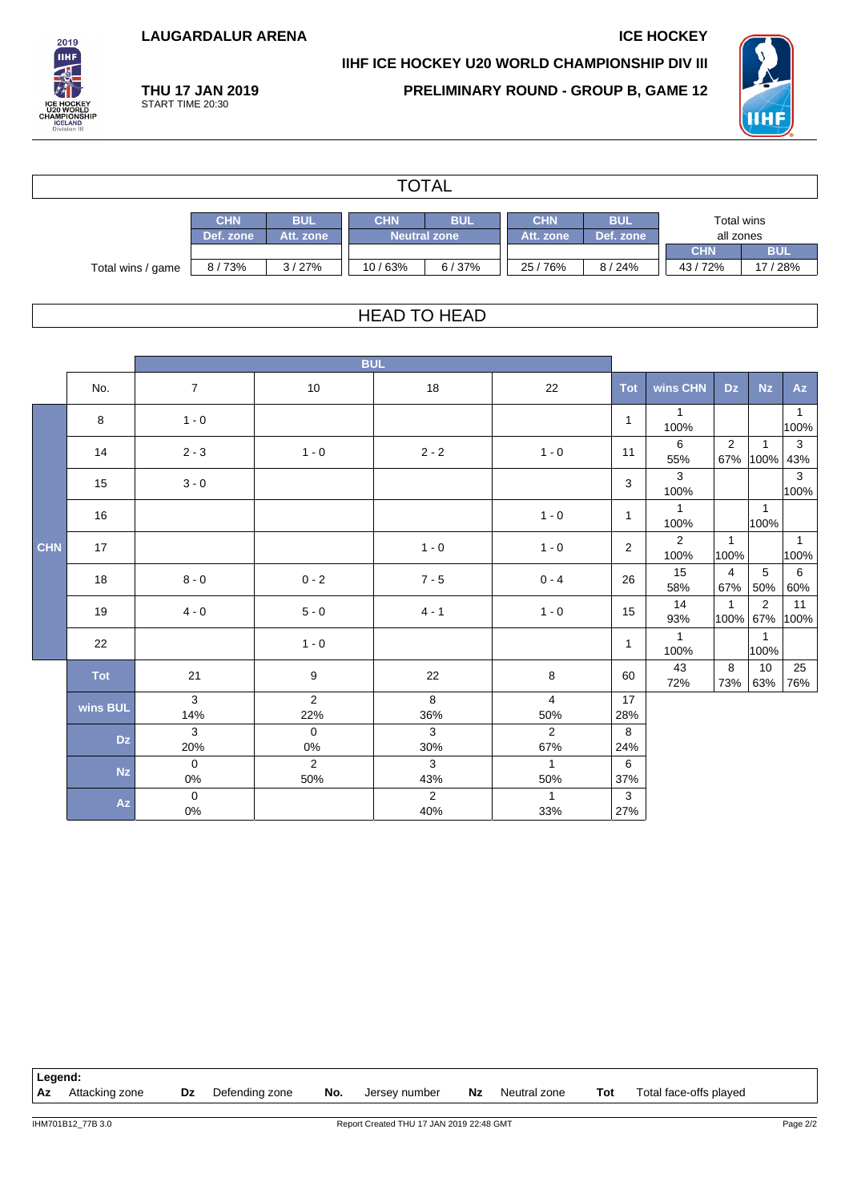LAUGARDALUR ARENA

ICE HOCKEY

IIHF ICE HOCKEY U20 WORLD CHAMPIONSHIP DIV III

THU 17 JAN 2019
START TIME 20:30

PRELIMINARY ROUND - GROUP B, GAME 12

## TOTAL

| | CHN Def. zone | BUL Att. zone | CHN Neutral zone | BUL Neutral zone | CHN Att. zone | BUL Def. zone | Total wins all zones CHN | Total wins all zones BUL |
|---|---|---|---|---|---|---|---|---|
| Total wins / game | 8 / 73% | 3 / 27% | 10 / 63% | 6 / 37% | 25 / 76% | 8 / 24% | 43 / 72% | 17 / 28% |

## HEAD TO HEAD

| | No. | BUL 7 | BUL 10 | BUL 18 | BUL 22 | Tot | wins CHN | Dz | Nz | Az |
|---|---|---|---|---|---|---|---|---|---|---|
| CHN | 8 | 1 - 0 | | | | 1 | 1 100% | | | 1 100% |
| CHN | 14 | 2 - 3 | 1 - 0 | 2 - 2 | 1 - 0 | 11 | 6 55% | 2 67% | 1 100% | 3 43% |
| CHN | 15 | 3 - 0 | | | | 3 | 3 100% | | | 3 100% |
| CHN | 16 | | | | 1 - 0 | 1 | 1 100% | | 1 100% | |
| CHN | 17 | | | 1 - 0 | 1 - 0 | 2 | 2 100% | 1 100% | | 1 100% |
| CHN | 18 | 8 - 0 | 0 - 2 | 7 - 5 | 0 - 4 | 26 | 15 58% | 4 67% | 5 50% | 6 60% |
| CHN | 19 | 4 - 0 | 5 - 0 | 4 - 1 | 1 - 0 | 15 | 14 93% | 1 100% | 2 67% | 11 100% |
| CHN | 22 | | 1 - 0 | | | 1 | 1 100% | | 1 100% | |
| | Tot | 21 | 9 | 22 | 8 | 60 | 43 72% | 8 73% | 10 63% | 25 76% |
| | wins BUL | 3 14% | 2 22% | 8 36% | 4 50% | 17 28% | | | | |
| | Dz | 3 20% | 0 0% | 3 30% | 2 67% | 8 24% | | | | |
| | Nz | 0 0% | 2 50% | 3 43% | 1 50% | 6 37% | | | | |
| | Az | 0 0% | | 2 40% | 1 33% | 3 27% | | | | |

**Legend:**
**Az** Attacking zone **Dz** Defending zone **No.** Jersey number **Nz** Neutral zone **Tot** Total face-offs played

IHM701B12_77B 3.0 Report Created THU 17 JAN 2019 22:48 GMT